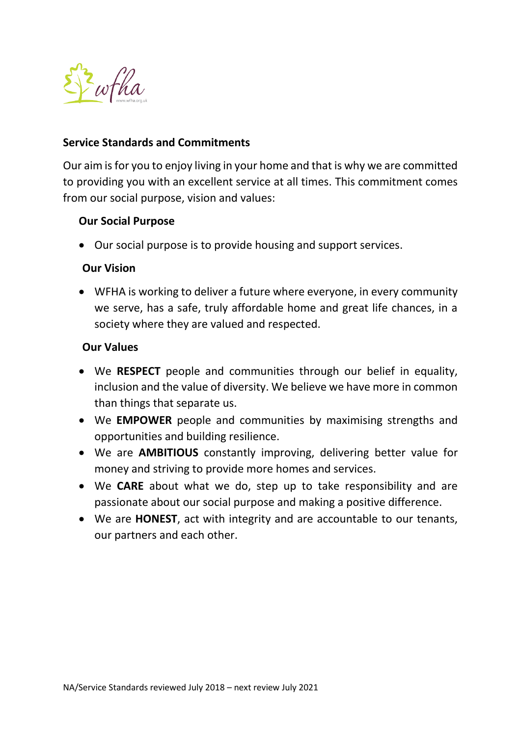## Service Standards and Commitments

Our aim is for you to enjoy living in your home and that is why we are committed to providing you with an excellent service at all times. This commitment comes from our social purpose, vision and values:

### Our Social Purpose

- Our social purpose is to provide housing and support services.

### Our Vision

- WFHA is working to deliver a future where everyone, in every community we serve, has a safe, truly affordable home and great life chances, in a society where they are valued and respected.

### Our Values

- We **RESPECT** people and communities through our belief in equality, inclusion and the value of diversity. We believe we have more in common than things that separate us.
- We **EMPOWER** people and communities by maximising strengths and opportunities and building resilience.
- We are **AMBITIOUS** constantly improving, delivering better value for money and striving to provide more homes and services.
- We **CARE** about what we do, step up to take responsibility and are passionate about our social purpose and making a positive difference.
- We are **HONEST**, act with integrity and are accountable to our tenants, our partners and each other.

NA/Service Standards reviewed July 2018 – next review July 2021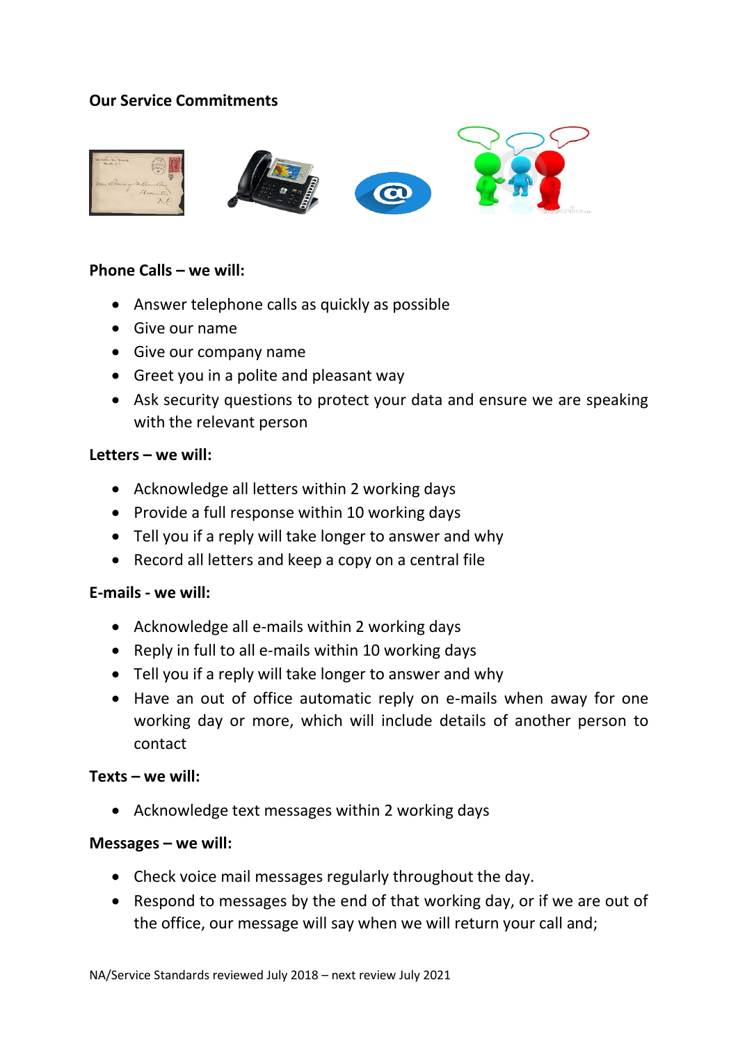**Our Service Commitments**

**Phone Calls – we will:**

- Answer telephone calls as quickly as possible
- Give our name
- Give our company name
- Greet you in a polite and pleasant way
- Ask security questions to protect your data and ensure we are speaking with the relevant person

**Letters – we will:**

- Acknowledge all letters within 2 working days
- Provide a full response within 10 working days
- Tell you if a reply will take longer to answer and why
- Record all letters and keep a copy on a central file

**E-mails - we will:**

- Acknowledge all e-mails within 2 working days
- Reply in full to all e-mails within 10 working days
- Tell you if a reply will take longer to answer and why
- Have an out of office automatic reply on e-mails when away for one working day or more, which will include details of another person to contact

**Texts – we will:**

- Acknowledge text messages within 2 working days

**Messages – we will:**

- Check voice mail messages regularly throughout the day.
- Respond to messages by the end of that working day, or if we are out of the office, our message will say when we will return your call and;

NA/Service Standards reviewed July 2018 – next review July 2021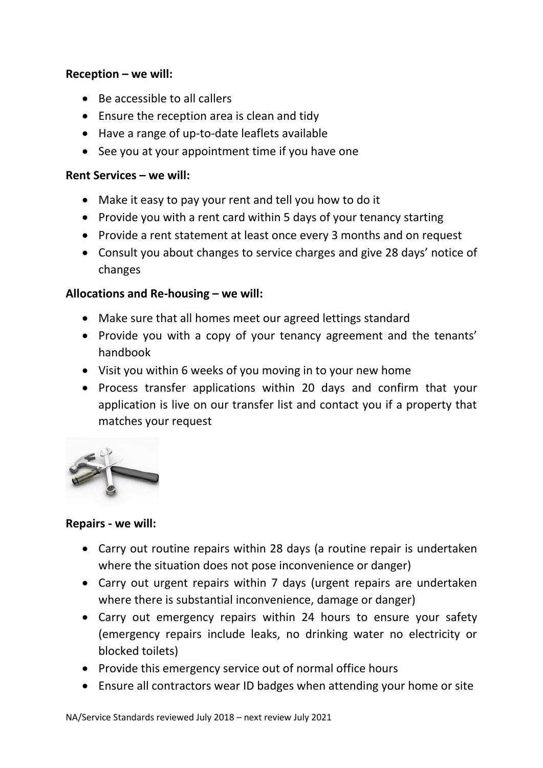**Reception – we will:**

- Be accessible to all callers
- Ensure the reception area is clean and tidy
- Have a range of up-to-date leaflets available
- See you at your appointment time if you have one

**Rent Services – we will:**

- Make it easy to pay your rent and tell you how to do it
- Provide you with a rent card within 5 days of your tenancy starting
- Provide a rent statement at least once every 3 months and on request
- Consult you about changes to service charges and give 28 days' notice of changes

**Allocations and Re-housing – we will:**

- Make sure that all homes meet our agreed lettings standard
- Provide you with a copy of your tenancy agreement and the tenants' handbook
- Visit you within 6 weeks of you moving in to your new home
- Process transfer applications within 20 days and confirm that your application is live on our transfer list and contact you if a property that matches your request

**Repairs - we will:**

- Carry out routine repairs within 28 days (a routine repair is undertaken where the situation does not pose inconvenience or danger)
- Carry out urgent repairs within 7 days (urgent repairs are undertaken where there is substantial inconvenience, damage or danger)
- Carry out emergency repairs within 24 hours to ensure your safety (emergency repairs include leaks, no drinking water no electricity or blocked toilets)
- Provide this emergency service out of normal office hours
- Ensure all contractors wear ID badges when attending your home or site

NA/Service Standards reviewed July 2018 – next review July 2021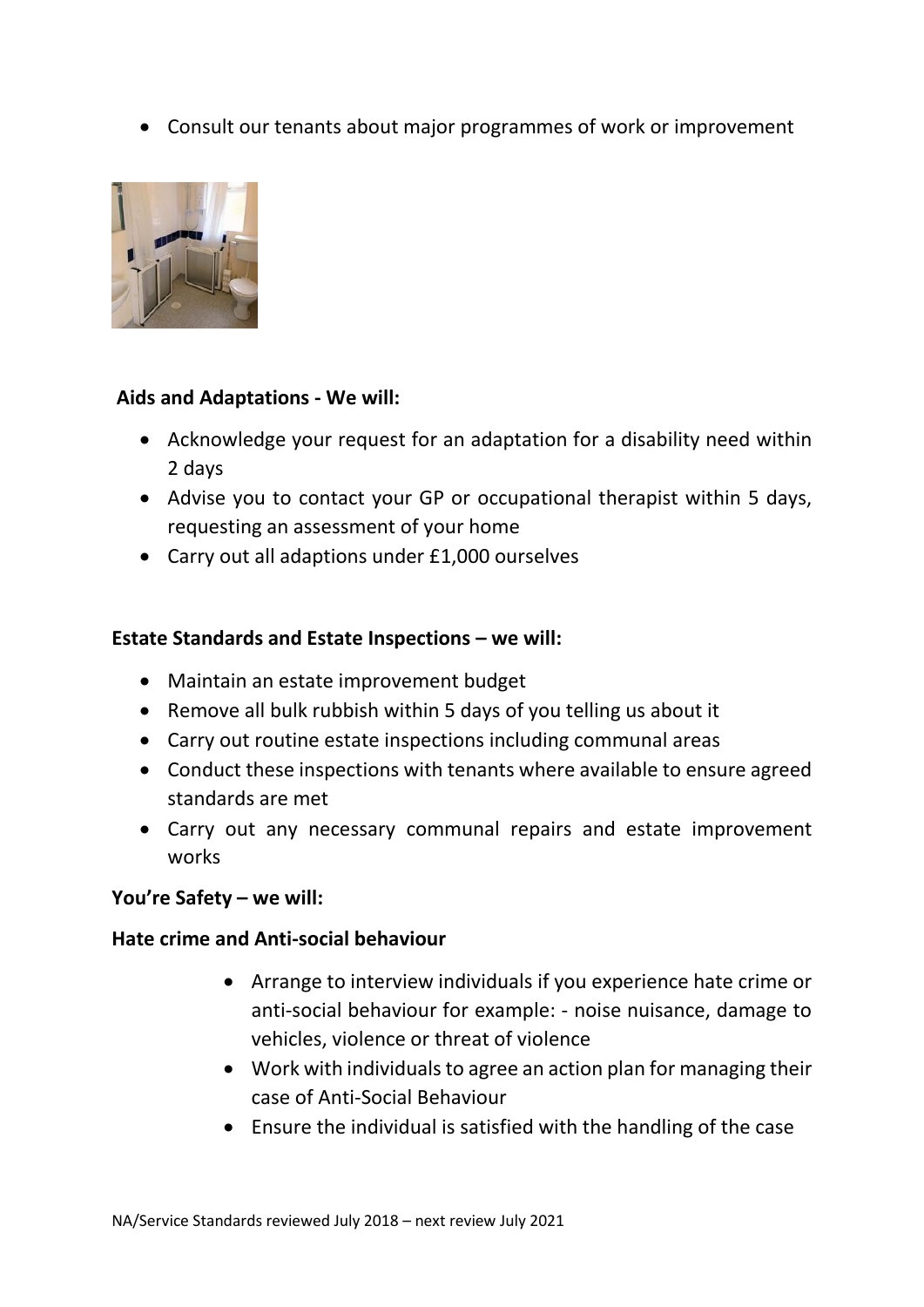- Consult our tenants about major programmes of work or improvement

**Aids and Adaptations - We will:**

- Acknowledge your request for an adaptation for a disability need within 2 days
- Advise you to contact your GP or occupational therapist within 5 days, requesting an assessment of your home
- Carry out all adaptions under £1,000 ourselves

**Estate Standards and Estate Inspections – we will:**

- Maintain an estate improvement budget
- Remove all bulk rubbish within 5 days of you telling us about it
- Carry out routine estate inspections including communal areas
- Conduct these inspections with tenants where available to ensure agreed standards are met
- Carry out any necessary communal repairs and estate improvement works

**You're Safety – we will:**

**Hate crime and Anti-social behaviour**

- Arrange to interview individuals if you experience hate crime or anti-social behaviour for example: - noise nuisance, damage to vehicles, violence or threat of violence
- Work with individuals to agree an action plan for managing their case of Anti-Social Behaviour
- Ensure the individual is satisfied with the handling of the case

NA/Service Standards reviewed July 2018 – next review July 2021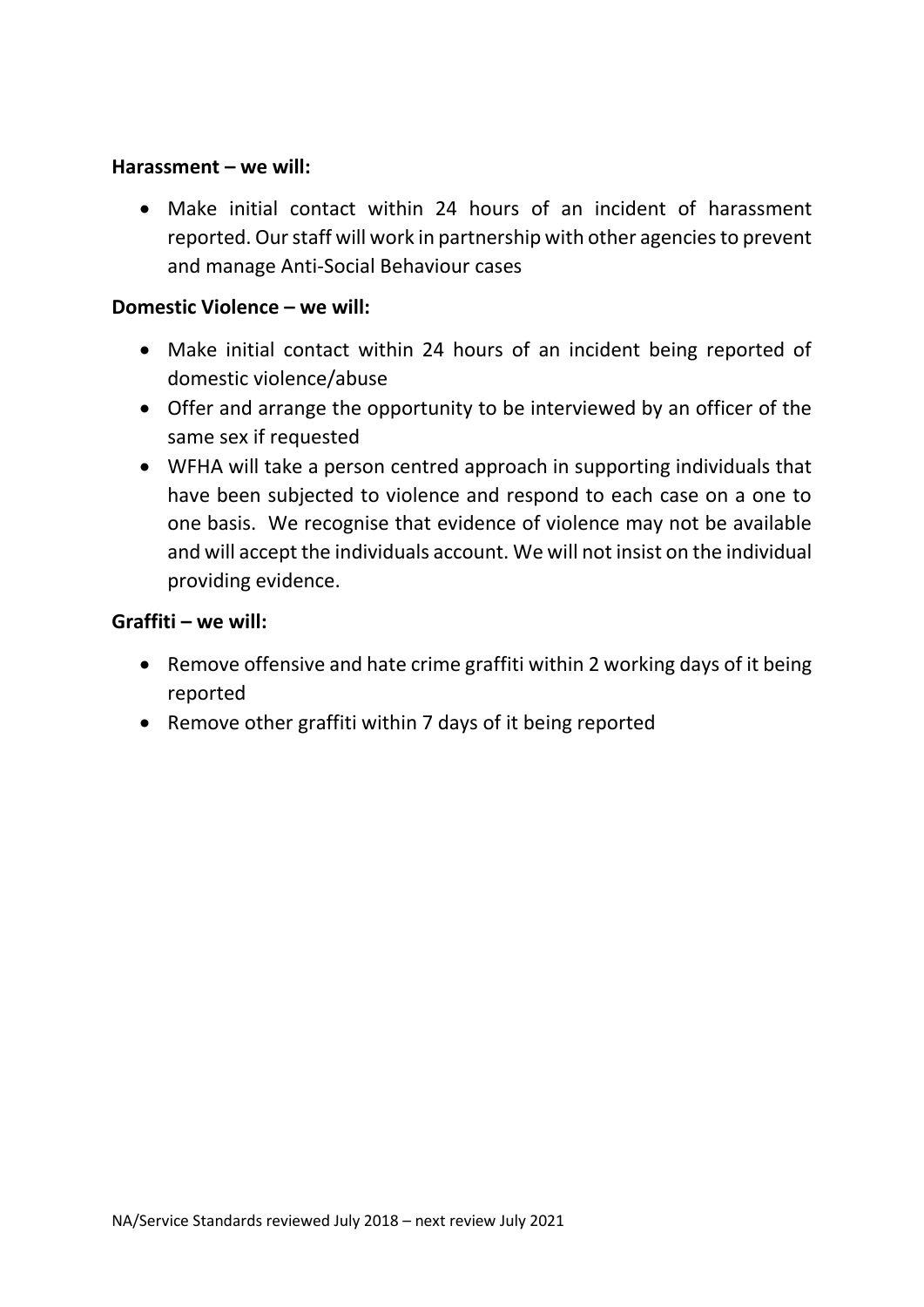**Harassment – we will:**

- Make initial contact within 24 hours of an incident of harassment reported. Our staff will work in partnership with other agencies to prevent and manage Anti-Social Behaviour cases

**Domestic Violence – we will:**

- Make initial contact within 24 hours of an incident being reported of domestic violence/abuse
- Offer and arrange the opportunity to be interviewed by an officer of the same sex if requested
- WFHA will take a person centred approach in supporting individuals that have been subjected to violence and respond to each case on a one to one basis. We recognise that evidence of violence may not be available and will accept the individuals account. We will not insist on the individual providing evidence.

**Graffiti – we will:**

- Remove offensive and hate crime graffiti within 2 working days of it being reported
- Remove other graffiti within 7 days of it being reported

NA/Service Standards reviewed July 2018 – next review July 2021